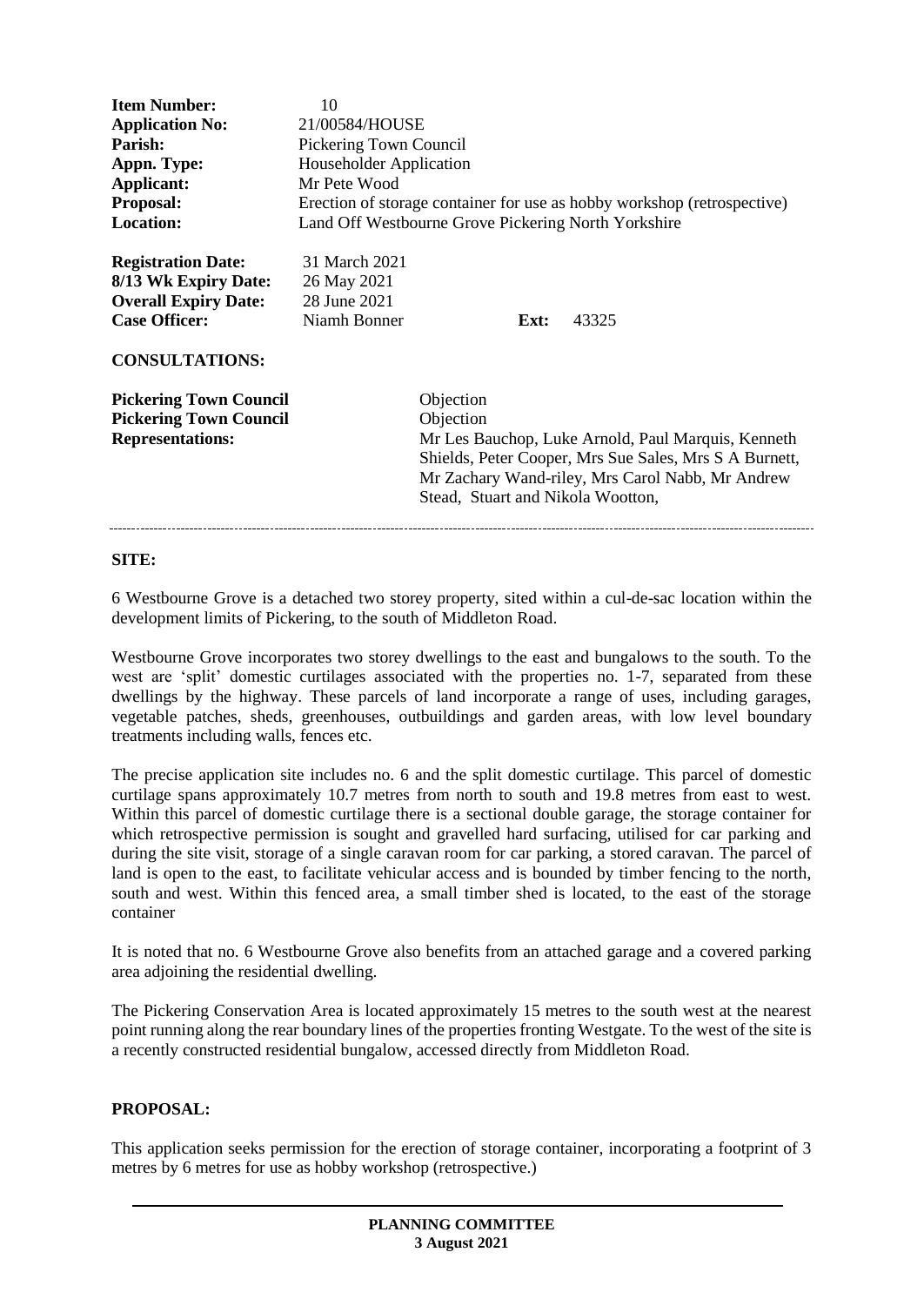| | | | |
|---|---|---|---|
| **Item Number:** | 10 | | |
| **Application No:** | 21/00584/HOUSE | | |
| **Parish:** | Pickering Town Council | | |
| **Appn. Type:** | Householder Application | | |
| **Applicant:** | Mr Pete Wood | | |
| **Proposal:** | Erection of storage container for use as hobby workshop (retrospective) | | |
| **Location:** | Land Off Westbourne Grove Pickering North Yorkshire | | |
| **Registration Date:** | 31 March 2021 | | |
| **8/13 Wk Expiry Date:** | 26 May 2021 | | |
| **Overall Expiry Date:** | 28 June 2021 | | |
| **Case Officer:** | Niamh Bonner | **Ext:** | 43325 |

**CONSULTATIONS:**

| | |
|---|---|
| **Pickering Town Council** | Objection |
| **Pickering Town Council** | Objection |
| **Representations:** | Mr Les Bauchop, Luke Arnold, Paul Marquis, Kenneth Shields, Peter Cooper, Mrs Sue Sales, Mrs S A Burnett, Mr Zachary Wand-riley, Mrs Carol Nabb, Mr Andrew Stead, Stuart and Nikola Wootton, |

---

**SITE:**

6 Westbourne Grove is a detached two storey property, sited within a cul-de-sac location within the development limits of Pickering, to the south of Middleton Road.

Westbourne Grove incorporates two storey dwellings to the east and bungalows to the south. To the west are 'split' domestic curtilages associated with the properties no. 1-7, separated from these dwellings by the highway. These parcels of land incorporate a range of uses, including garages, vegetable patches, sheds, greenhouses, outbuildings and garden areas, with low level boundary treatments including walls, fences etc.

The precise application site includes no. 6 and the split domestic curtilage. This parcel of domestic curtilage spans approximately 10.7 metres from north to south and 19.8 metres from east to west. Within this parcel of domestic curtilage there is a sectional double garage, the storage container for which retrospective permission is sought and gravelled hard surfacing, utilised for car parking and during the site visit, storage of a single caravan room for car parking, a stored caravan. The parcel of land is open to the east, to facilitate vehicular access and is bounded by timber fencing to the north, south and west. Within this fenced area, a small timber shed is located, to the east of the storage container

It is noted that no. 6 Westbourne Grove also benefits from an attached garage and a covered parking area adjoining the residential dwelling.

The Pickering Conservation Area is located approximately 15 metres to the south west at the nearest point running along the rear boundary lines of the properties fronting Westgate. To the west of the site is a recently constructed residential bungalow, accessed directly from Middleton Road.

**PROPOSAL:**

This application seeks permission for the erection of storage container, incorporating a footprint of 3 metres by 6 metres for use as hobby workshop (retrospective.)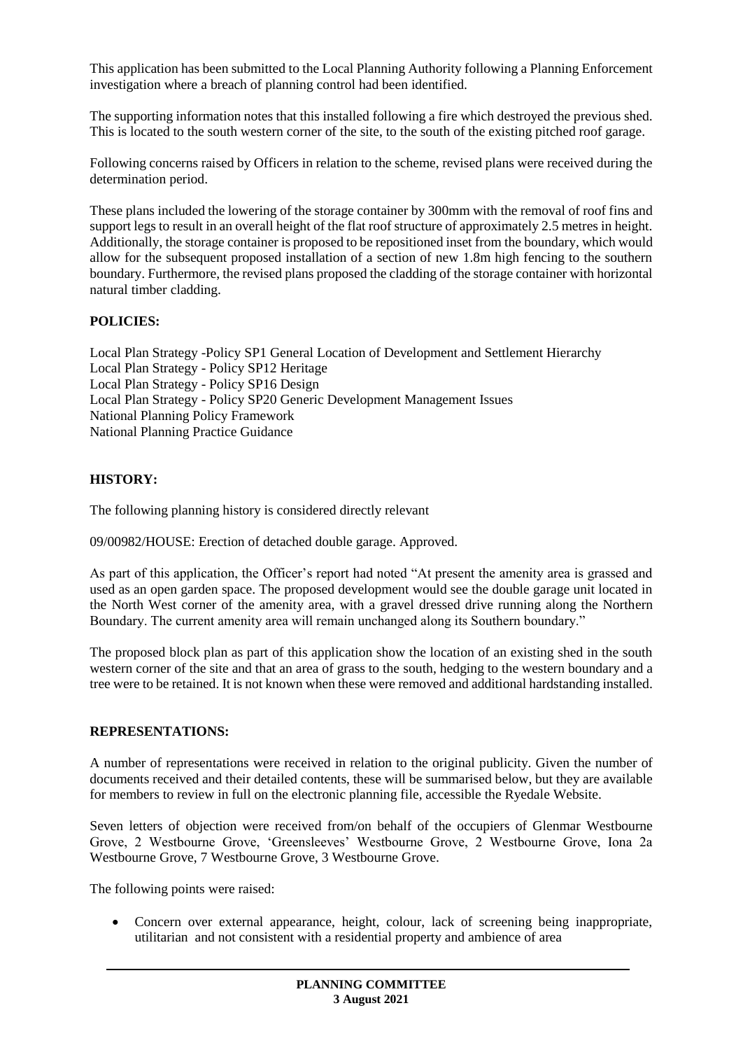This application has been submitted to the Local Planning Authority following a Planning Enforcement investigation where a breach of planning control had been identified.

The supporting information notes that this installed following a fire which destroyed the previous shed. This is located to the south western corner of the site, to the south of the existing pitched roof garage.

Following concerns raised by Officers in relation to the scheme, revised plans were received during the determination period.

These plans included the lowering of the storage container by 300mm with the removal of roof fins and support legs to result in an overall height of the flat roof structure of approximately 2.5 metres in height. Additionally, the storage container is proposed to be repositioned inset from the boundary, which would allow for the subsequent proposed installation of a section of new 1.8m high fencing to the southern boundary. Furthermore, the revised plans proposed the cladding of the storage container with horizontal natural timber cladding.

**POLICIES:**

Local Plan Strategy -Policy SP1 General Location of Development and Settlement Hierarchy
Local Plan Strategy - Policy SP12 Heritage
Local Plan Strategy - Policy SP16 Design
Local Plan Strategy - Policy SP20 Generic Development Management Issues
National Planning Policy Framework
National Planning Practice Guidance

**HISTORY:**

The following planning history is considered directly relevant

09/00982/HOUSE: Erection of detached double garage. Approved.

As part of this application, the Officer's report had noted "At present the amenity area is grassed and used as an open garden space. The proposed development would see the double garage unit located in the North West corner of the amenity area, with a gravel dressed drive running along the Northern Boundary. The current amenity area will remain unchanged along its Southern boundary."

The proposed block plan as part of this application show the location of an existing shed in the south western corner of the site and that an area of grass to the south, hedging to the western boundary and a tree were to be retained. It is not known when these were removed and additional hardstanding installed.

**REPRESENTATIONS:**

A number of representations were received in relation to the original publicity. Given the number of documents received and their detailed contents, these will be summarised below, but they are available for members to review in full on the electronic planning file, accessible the Ryedale Website.

Seven letters of objection were received from/on behalf of the occupiers of Glenmar Westbourne Grove, 2 Westbourne Grove, 'Greensleeves' Westbourne Grove, 2 Westbourne Grove, Iona 2a Westbourne Grove, 7 Westbourne Grove, 3 Westbourne Grove.

The following points were raised:

- Concern over external appearance, height, colour, lack of screening being inappropriate, utilitarian and not consistent with a residential property and ambience of area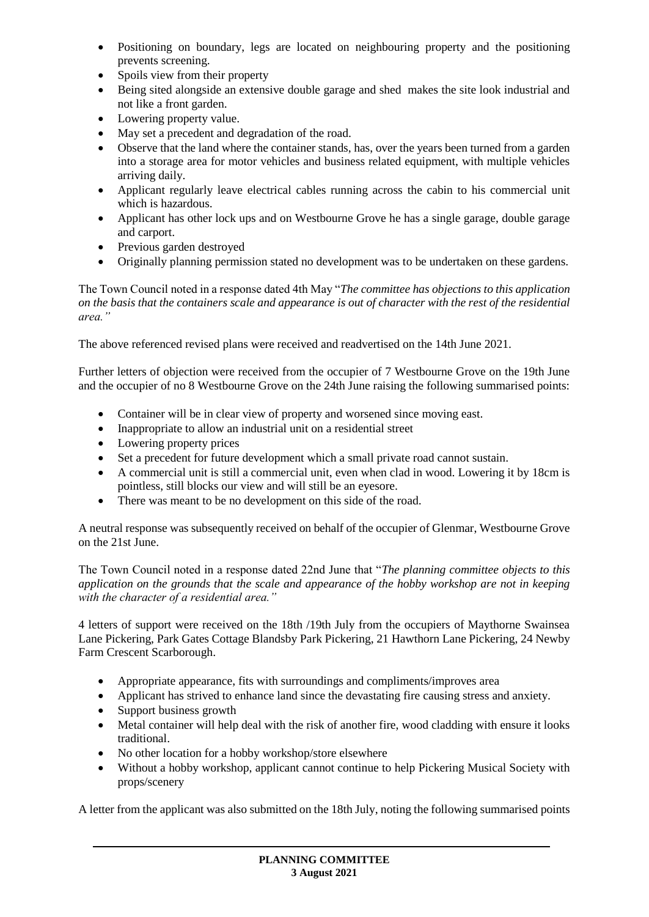- Positioning on boundary, legs are located on neighbouring property and the positioning prevents screening.
- Spoils view from their property
- Being sited alongside an extensive double garage and shed makes the site look industrial and not like a front garden.
- Lowering property value.
- May set a precedent and degradation of the road.
- Observe that the land where the container stands, has, over the years been turned from a garden into a storage area for motor vehicles and business related equipment, with multiple vehicles arriving daily.
- Applicant regularly leave electrical cables running across the cabin to his commercial unit which is hazardous.
- Applicant has other lock ups and on Westbourne Grove he has a single garage, double garage and carport.
- Previous garden destroyed
- Originally planning permission stated no development was to be undertaken on these gardens.

The Town Council noted in a response dated 4th May "*The committee has objections to this application on the basis that the containers scale and appearance is out of character with the rest of the residential area.*"

The above referenced revised plans were received and readvertised on the 14th June 2021.

Further letters of objection were received from the occupier of 7 Westbourne Grove on the 19th June and the occupier of no 8 Westbourne Grove on the 24th June raising the following summarised points:

- Container will be in clear view of property and worsened since moving east.
- Inappropriate to allow an industrial unit on a residential street
- Lowering property prices
- Set a precedent for future development which a small private road cannot sustain.
- A commercial unit is still a commercial unit, even when clad in wood. Lowering it by 18cm is pointless, still blocks our view and will still be an eyesore.
- There was meant to be no development on this side of the road.

A neutral response was subsequently received on behalf of the occupier of Glenmar, Westbourne Grove on the 21st June.

The Town Council noted in a response dated 22nd June that "*The planning committee objects to this application on the grounds that the scale and appearance of the hobby workshop are not in keeping with the character of a residential area.*"

4 letters of support were received on the 18th /19th July from the occupiers of Maythorne Swainsea Lane Pickering, Park Gates Cottage Blandsby Park Pickering, 21 Hawthorn Lane Pickering, 24 Newby Farm Crescent Scarborough.

- Appropriate appearance, fits with surroundings and compliments/improves area
- Applicant has strived to enhance land since the devastating fire causing stress and anxiety.
- Support business growth
- Metal container will help deal with the risk of another fire, wood cladding with ensure it looks traditional.
- No other location for a hobby workshop/store elsewhere
- Without a hobby workshop, applicant cannot continue to help Pickering Musical Society with props/scenery

A letter from the applicant was also submitted on the 18th July, noting the following summarised points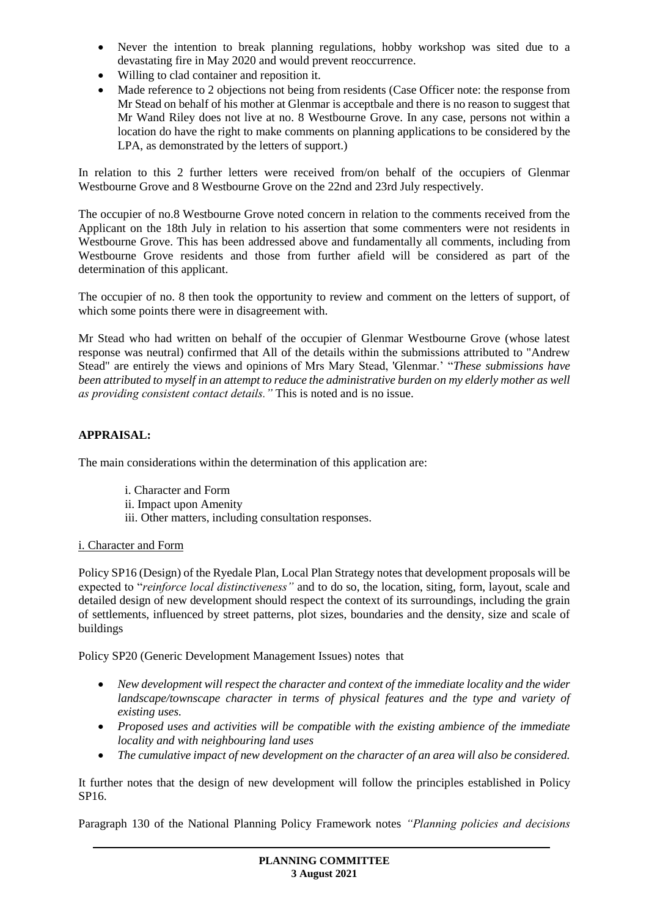- Never the intention to break planning regulations, hobby workshop was sited due to a devastating fire in May 2020 and would prevent reoccurrence.
- Willing to clad container and reposition it.
- Made reference to 2 objections not being from residents (Case Officer note: the response from Mr Stead on behalf of his mother at Glenmar is acceptbale and there is no reason to suggest that Mr Wand Riley does not live at no. 8 Westbourne Grove. In any case, persons not within a location do have the right to make comments on planning applications to be considered by the LPA, as demonstrated by the letters of support.)

In relation to this 2 further letters were received from/on behalf of the occupiers of Glenmar Westbourne Grove and 8 Westbourne Grove on the 22nd and 23rd July respectively.

The occupier of no.8 Westbourne Grove noted concern in relation to the comments received from the Applicant on the 18th July in relation to his assertion that some commenters were not residents in Westbourne Grove. This has been addressed above and fundamentally all comments, including from Westbourne Grove residents and those from further afield will be considered as part of the determination of this applicant.

The occupier of no. 8 then took the opportunity to review and comment on the letters of support, of which some points there were in disagreement with.

Mr Stead who had written on behalf of the occupier of Glenmar Westbourne Grove (whose latest response was neutral) confirmed that All of the details within the submissions attributed to "Andrew Stead" are entirely the views and opinions of Mrs Mary Stead, 'Glenmar.' "*These submissions have been attributed to myself in an attempt to reduce the administrative burden on my elderly mother as well as providing consistent contact details."* This is noted and is no issue.

**APPRAISAL:**

The main considerations within the determination of this application are:

i. Character and Form
ii. Impact upon Amenity
iii. Other matters, including consultation responses.

i. Character and Form

Policy SP16 (Design) of the Ryedale Plan, Local Plan Strategy notes that development proposals will be expected to "*reinforce local distinctiveness"* and to do so, the location, siting, form, layout, scale and detailed design of new development should respect the context of its surroundings, including the grain of settlements, influenced by street patterns, plot sizes, boundaries and the density, size and scale of buildings

Policy SP20 (Generic Development Management Issues) notes that

- *New development will respect the character and context of the immediate locality and the wider landscape/townscape character in terms of physical features and the type and variety of existing uses.*
- *Proposed uses and activities will be compatible with the existing ambience of the immediate locality and with neighbouring land uses*
- *The cumulative impact of new development on the character of an area will also be considered.*

It further notes that the design of new development will follow the principles established in Policy SP16.

Paragraph 130 of the National Planning Policy Framework notes *"Planning policies and decisions*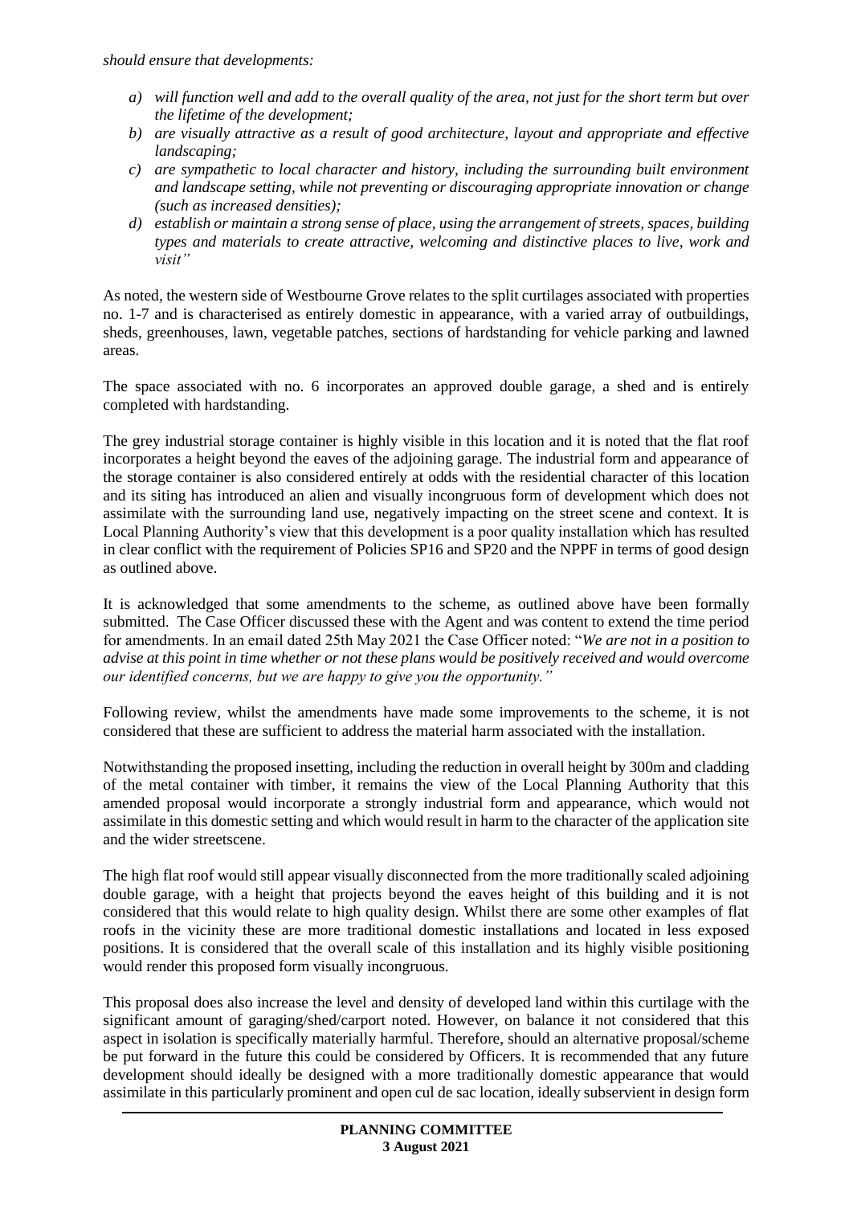*should ensure that developments:*

- *a) will function well and add to the overall quality of the area, not just for the short term but over the lifetime of the development;*
- *b) are visually attractive as a result of good architecture, layout and appropriate and effective landscaping;*
- *c) are sympathetic to local character and history, including the surrounding built environment and landscape setting, while not preventing or discouraging appropriate innovation or change (such as increased densities);*
- *d) establish or maintain a strong sense of place, using the arrangement of streets, spaces, building types and materials to create attractive, welcoming and distinctive places to live, work and visit"*

As noted, the western side of Westbourne Grove relates to the split curtilages associated with properties no. 1-7 and is characterised as entirely domestic in appearance, with a varied array of outbuildings, sheds, greenhouses, lawn, vegetable patches, sections of hardstanding for vehicle parking and lawned areas.

The space associated with no. 6 incorporates an approved double garage, a shed and is entirely completed with hardstanding.

The grey industrial storage container is highly visible in this location and it is noted that the flat roof incorporates a height beyond the eaves of the adjoining garage. The industrial form and appearance of the storage container is also considered entirely at odds with the residential character of this location and its siting has introduced an alien and visually incongruous form of development which does not assimilate with the surrounding land use, negatively impacting on the street scene and context. It is Local Planning Authority's view that this development is a poor quality installation which has resulted in clear conflict with the requirement of Policies SP16 and SP20 and the NPPF in terms of good design as outlined above.

It is acknowledged that some amendments to the scheme, as outlined above have been formally submitted. The Case Officer discussed these with the Agent and was content to extend the time period for amendments. In an email dated 25th May 2021 the Case Officer noted: "*We are not in a position to advise at this point in time whether or not these plans would be positively received and would overcome our identified concerns, but we are happy to give you the opportunity."*

Following review, whilst the amendments have made some improvements to the scheme, it is not considered that these are sufficient to address the material harm associated with the installation.

Notwithstanding the proposed insetting, including the reduction in overall height by 300m and cladding of the metal container with timber, it remains the view of the Local Planning Authority that this amended proposal would incorporate a strongly industrial form and appearance, which would not assimilate in this domestic setting and which would result in harm to the character of the application site and the wider streetscene.

The high flat roof would still appear visually disconnected from the more traditionally scaled adjoining double garage, with a height that projects beyond the eaves height of this building and it is not considered that this would relate to high quality design. Whilst there are some other examples of flat roofs in the vicinity these are more traditional domestic installations and located in less exposed positions. It is considered that the overall scale of this installation and its highly visible positioning would render this proposed form visually incongruous.

This proposal does also increase the level and density of developed land within this curtilage with the significant amount of garaging/shed/carport noted. However, on balance it not considered that this aspect in isolation is specifically materially harmful. Therefore, should an alternative proposal/scheme be put forward in the future this could be considered by Officers. It is recommended that any future development should ideally be designed with a more traditionally domestic appearance that would assimilate in this particularly prominent and open cul de sac location, ideally subservient in design form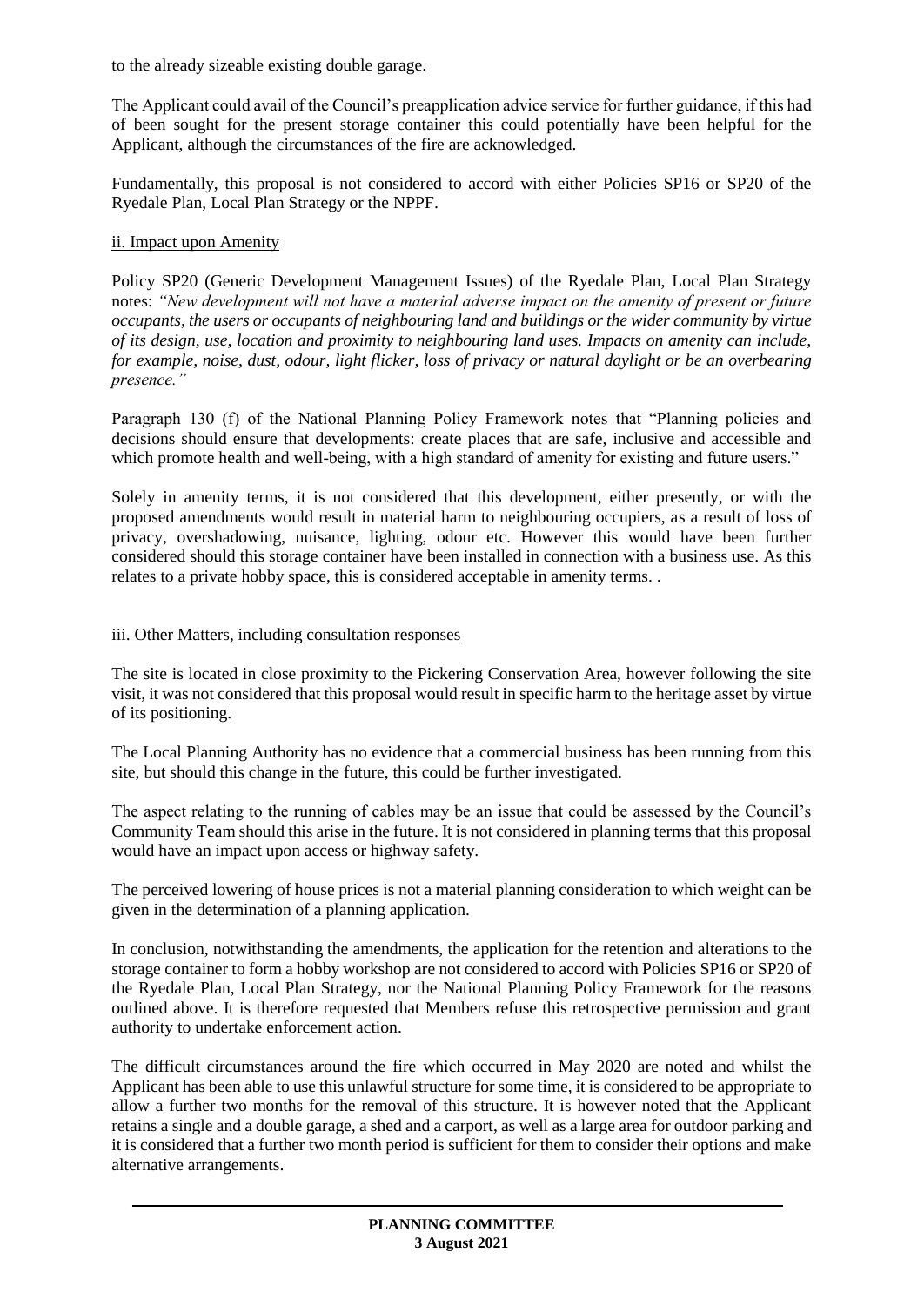to the already sizeable existing double garage.

The Applicant could avail of the Council's preapplication advice service for further guidance, if this had of been sought for the present storage container this could potentially have been helpful for the Applicant, although the circumstances of the fire are acknowledged.

Fundamentally, this proposal is not considered to accord with either Policies SP16 or SP20 of the Ryedale Plan, Local Plan Strategy or the NPPF.

ii. Impact upon Amenity

Policy SP20 (Generic Development Management Issues) of the Ryedale Plan, Local Plan Strategy notes: *"New development will not have a material adverse impact on the amenity of present or future occupants, the users or occupants of neighbouring land and buildings or the wider community by virtue of its design, use, location and proximity to neighbouring land uses. Impacts on amenity can include, for example, noise, dust, odour, light flicker, loss of privacy or natural daylight or be an overbearing presence."*

Paragraph 130 (f) of the National Planning Policy Framework notes that "Planning policies and decisions should ensure that developments: create places that are safe, inclusive and accessible and which promote health and well-being, with a high standard of amenity for existing and future users."

Solely in amenity terms, it is not considered that this development, either presently, or with the proposed amendments would result in material harm to neighbouring occupiers, as a result of loss of privacy, overshadowing, nuisance, lighting, odour etc. However this would have been further considered should this storage container have been installed in connection with a business use. As this relates to a private hobby space, this is considered acceptable in amenity terms. .

iii. Other Matters, including consultation responses

The site is located in close proximity to the Pickering Conservation Area, however following the site visit, it was not considered that this proposal would result in specific harm to the heritage asset by virtue of its positioning.

The Local Planning Authority has no evidence that a commercial business has been running from this site, but should this change in the future, this could be further investigated.

The aspect relating to the running of cables may be an issue that could be assessed by the Council's Community Team should this arise in the future. It is not considered in planning terms that this proposal would have an impact upon access or highway safety.

The perceived lowering of house prices is not a material planning consideration to which weight can be given in the determination of a planning application.

In conclusion, notwithstanding the amendments, the application for the retention and alterations to the storage container to form a hobby workshop are not considered to accord with Policies SP16 or SP20 of the Ryedale Plan, Local Plan Strategy, nor the National Planning Policy Framework for the reasons outlined above. It is therefore requested that Members refuse this retrospective permission and grant authority to undertake enforcement action.

The difficult circumstances around the fire which occurred in May 2020 are noted and whilst the Applicant has been able to use this unlawful structure for some time, it is considered to be appropriate to allow a further two months for the removal of this structure. It is however noted that the Applicant retains a single and a double garage, a shed and a carport, as well as a large area for outdoor parking and it is considered that a further two month period is sufficient for them to consider their options and make alternative arrangements.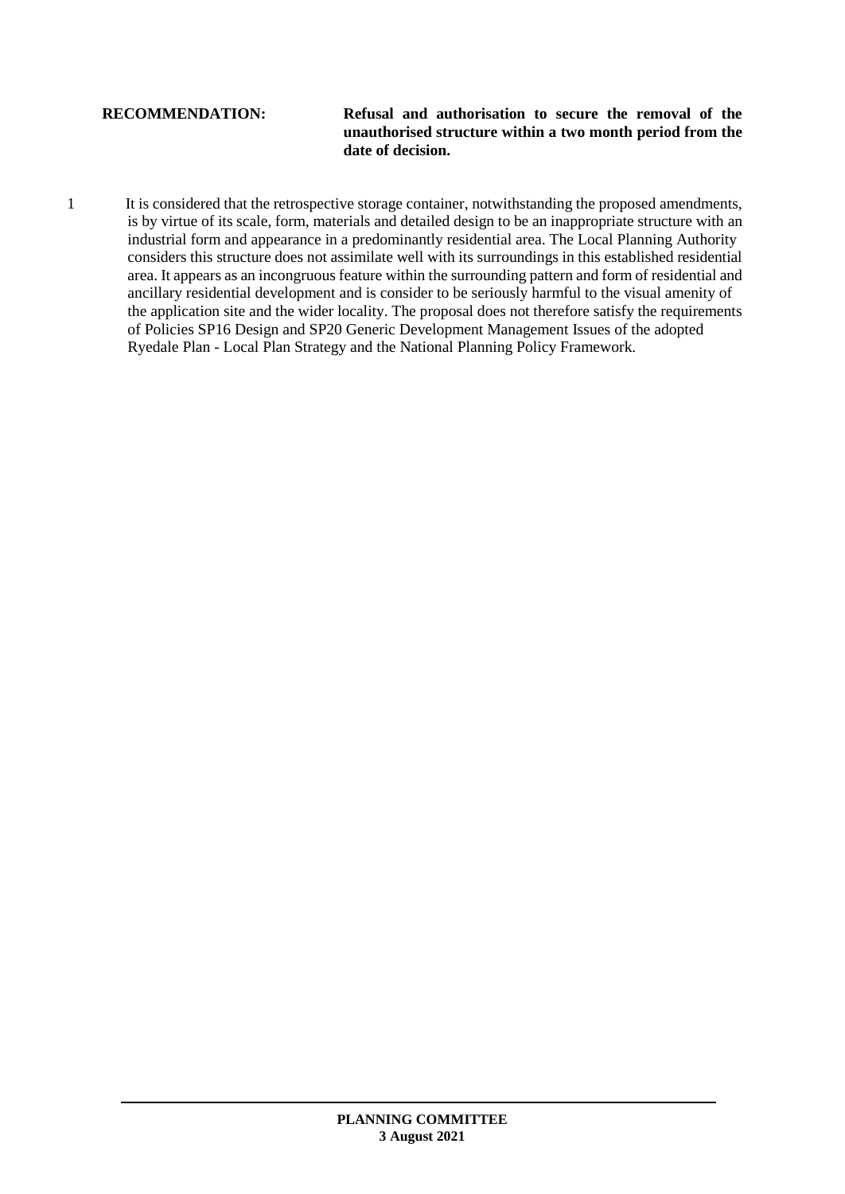**RECOMMENDATION:** **Refusal and authorisation to secure the removal of the unauthorised structure within a two month period from the date of decision.**

1 It is considered that the retrospective storage container, notwithstanding the proposed amendments, is by virtue of its scale, form, materials and detailed design to be an inappropriate structure with an industrial form and appearance in a predominantly residential area. The Local Planning Authority considers this structure does not assimilate well with its surroundings in this established residential area. It appears as an incongruous feature within the surrounding pattern and form of residential and ancillary residential development and is consider to be seriously harmful to the visual amenity of the application site and the wider locality. The proposal does not therefore satisfy the requirements of Policies SP16 Design and SP20 Generic Development Management Issues of the adopted Ryedale Plan - Local Plan Strategy and the National Planning Policy Framework.